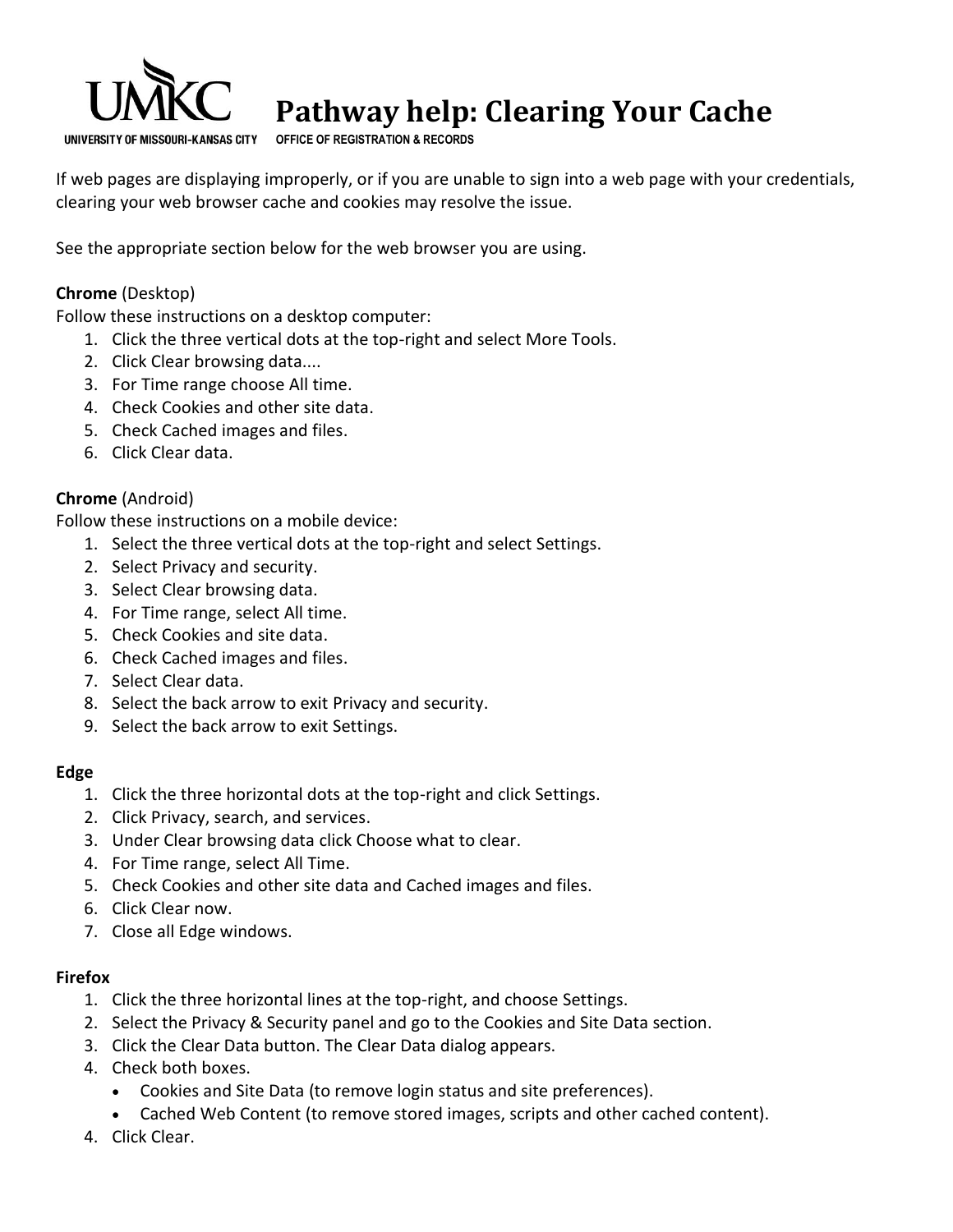# Pathway help: Clearing Your Cache

UMKC
UNIVERSITY OF MISSOURI-KANSAS CITY    OFFICE OF REGISTRATION & RECORDS

If web pages are displaying improperly, or if you are unable to sign into a web page with your credentials, clearing your web browser cache and cookies may resolve the issue.

See the appropriate section below for the web browser you are using.

**Chrome** (Desktop)
Follow these instructions on a desktop computer:

1. Click the three vertical dots at the top-right and select More Tools.
2. Click Clear browsing data....
3. For Time range choose All time.
4. Check Cookies and other site data.
5. Check Cached images and files.
6. Click Clear data.

**Chrome** (Android)
Follow these instructions on a mobile device:

1. Select the three vertical dots at the top-right and select Settings.
2. Select Privacy and security.
3. Select Clear browsing data.
4. For Time range, select All time.
5. Check Cookies and site data.
6. Check Cached images and files.
7. Select Clear data.
8. Select the back arrow to exit Privacy and security.
9. Select the back arrow to exit Settings.

**Edge**

1. Click the three horizontal dots at the top-right and click Settings.
2. Click Privacy, search, and services.
3. Under Clear browsing data click Choose what to clear.
4. For Time range, select All Time.
5. Check Cookies and other site data and Cached images and files.
6. Click Clear now.
7. Close all Edge windows.

**Firefox**

1. Click the three horizontal lines at the top-right, and choose Settings.
2. Select the Privacy & Security panel and go to the Cookies and Site Data section.
3. Click the Clear Data button. The Clear Data dialog appears.
4. Check both boxes.
   - Cookies and Site Data (to remove login status and site preferences).
   - Cached Web Content (to remove stored images, scripts and other cached content).
4. Click Clear.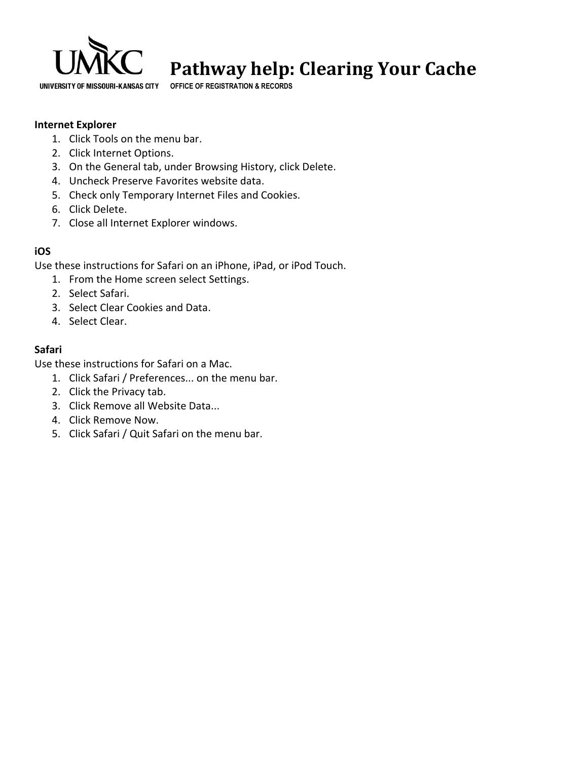UMKC
UNIVERSITY OF MISSOURI-KANSAS CITY

# Pathway help: Clearing Your Cache

OFFICE OF REGISTRATION & RECORDS

**Internet Explorer**

1. Click Tools on the menu bar.
2. Click Internet Options.
3. On the General tab, under Browsing History, click Delete.
4. Uncheck Preserve Favorites website data.
5. Check only Temporary Internet Files and Cookies.
6. Click Delete.
7. Close all Internet Explorer windows.

**iOS**

Use these instructions for Safari on an iPhone, iPad, or iPod Touch.

1. From the Home screen select Settings.
2. Select Safari.
3. Select Clear Cookies and Data.
4. Select Clear.

**Safari**

Use these instructions for Safari on a Mac.

1. Click Safari / Preferences... on the menu bar.
2. Click the Privacy tab.
3. Click Remove all Website Data...
4. Click Remove Now.
5. Click Safari / Quit Safari on the menu bar.